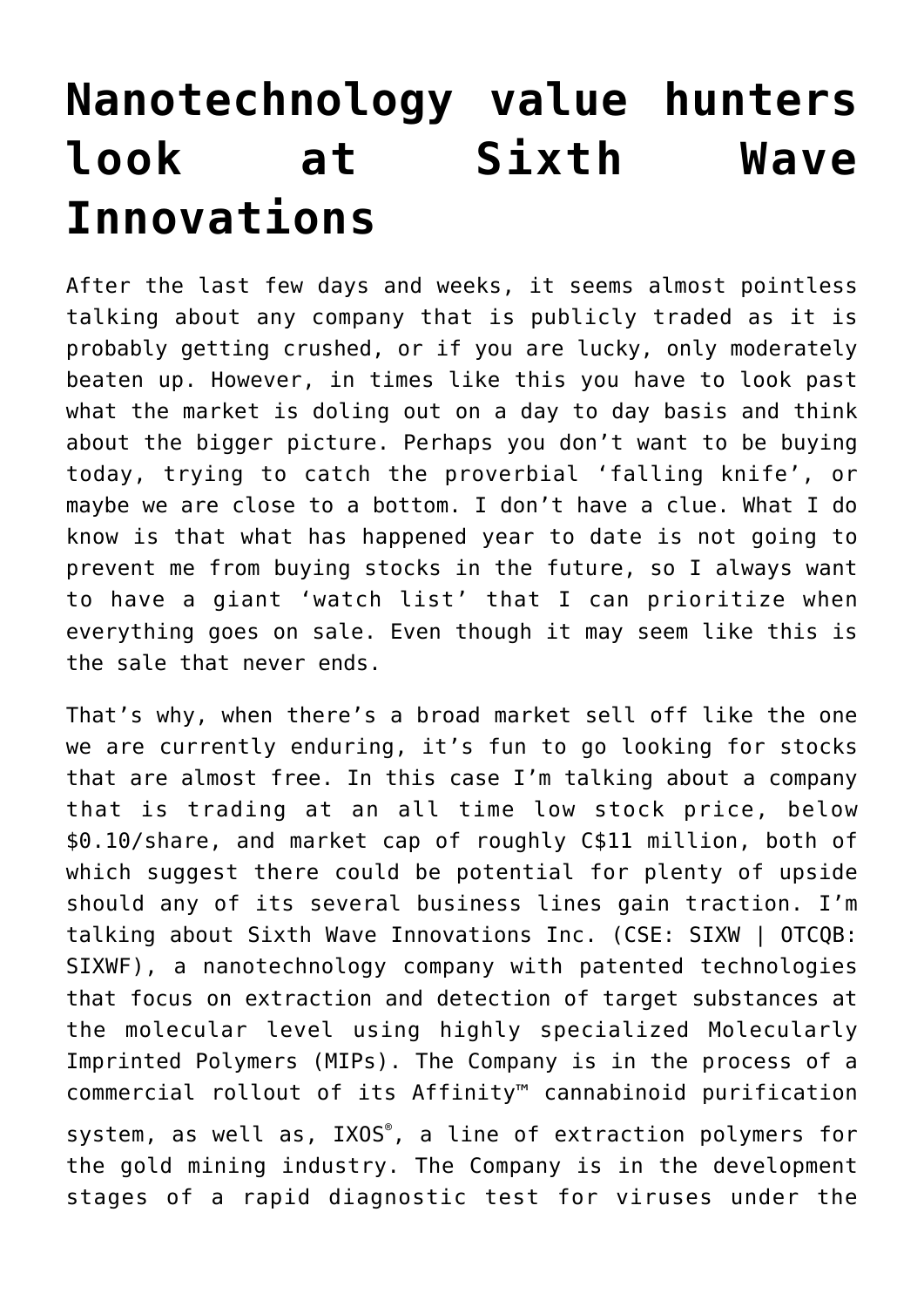# Nanotechnology value hunters look at Sixth Wave Innovations

After the last few days and weeks, it seems almost pointless talking about any company that is publicly traded as it is probably getting crushed, or if you are lucky, only moderately beaten up. However, in times like this you have to look past what the market is doling out on a day to day basis and think about the bigger picture. Perhaps you don't want to be buying today, trying to catch the proverbial 'falling knife', or maybe we are close to a bottom. I don't have a clue. What I do know is that what has happened year to date is not going to prevent me from buying stocks in the future, so I always want to have a giant 'watch list' that I can prioritize when everything goes on sale. Even though it may seem like this is the sale that never ends.

That's why, when there's a broad market sell off like the one we are currently enduring, it's fun to go looking for stocks that are almost free. In this case I'm talking about a company that is trading at an all time low stock price, below $0.10/share, and market cap of roughly C$11 million, both of which suggest there could be potential for plenty of upside should any of its several business lines gain traction. I'm talking about Sixth Wave Innovations Inc. (CSE: SIXW | OTCQB: SIXWF), a nanotechnology company with patented technologies that focus on extraction and detection of target substances at the molecular level using highly specialized Molecularly Imprinted Polymers (MIPs). The Company is in the process of a commercial rollout of its Affinity™ cannabinoid purification system, as well as, IXOS®, a line of extraction polymers for the gold mining industry. The Company is in the development stages of a rapid diagnostic test for viruses under the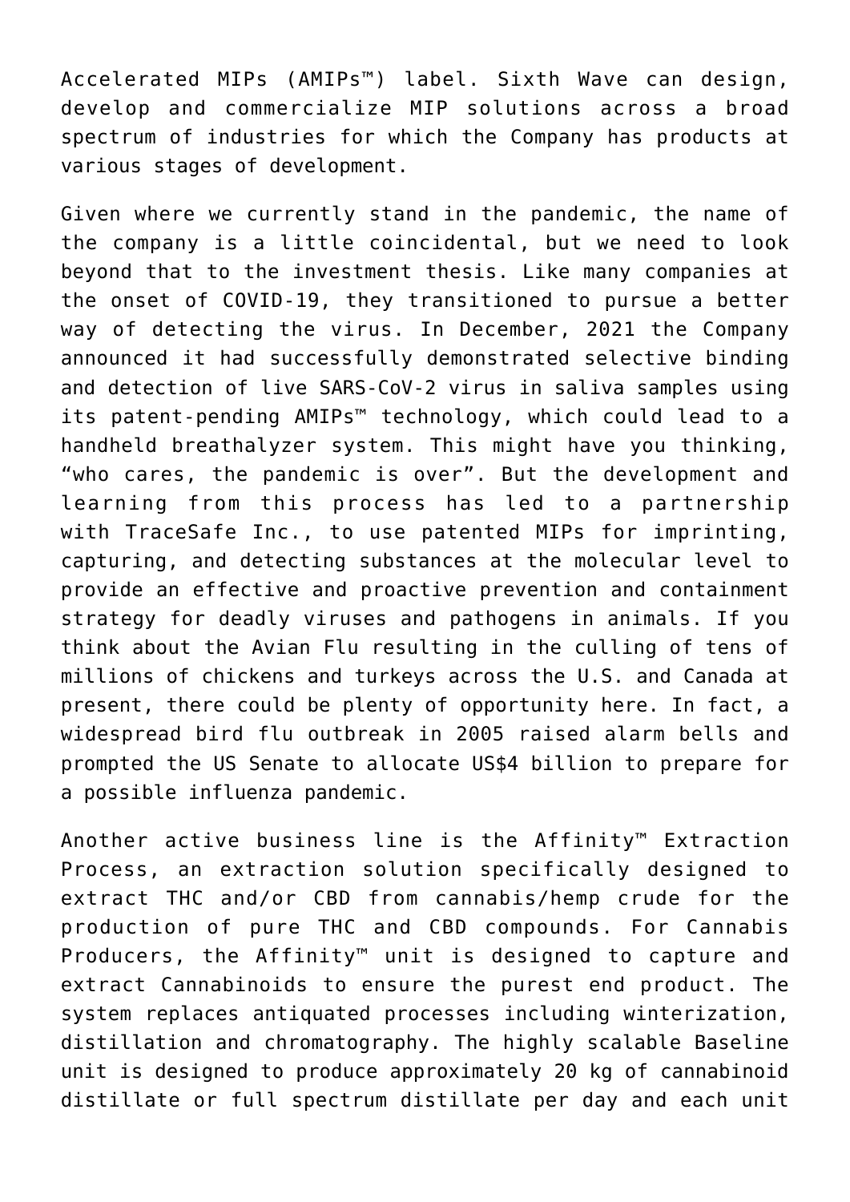Accelerated MIPs (AMIPs™) label. Sixth Wave can design, develop and commercialize MIP solutions across a broad spectrum of industries for which the Company has products at various stages of development.

Given where we currently stand in the pandemic, the name of the company is a little coincidental, but we need to look beyond that to the investment thesis. Like many companies at the onset of COVID-19, they transitioned to pursue a better way of detecting the virus. In December, 2021 the Company announced it had successfully demonstrated selective binding and detection of live SARS-CoV-2 virus in saliva samples using its patent-pending AMIPs™ technology, which could lead to a handheld breathalyzer system. This might have you thinking, "who cares, the pandemic is over". But the development and learning from this process has led to a partnership with TraceSafe Inc., to use patented MIPs for imprinting, capturing, and detecting substances at the molecular level to provide an effective and proactive prevention and containment strategy for deadly viruses and pathogens in animals. If you think about the Avian Flu resulting in the culling of tens of millions of chickens and turkeys across the U.S. and Canada at present, there could be plenty of opportunity here. In fact, a widespread bird flu outbreak in 2005 raised alarm bells and prompted the US Senate to allocate US$4 billion to prepare for a possible influenza pandemic.

Another active business line is the Affinity™ Extraction Process, an extraction solution specifically designed to extract THC and/or CBD from cannabis/hemp crude for the production of pure THC and CBD compounds. For Cannabis Producers, the Affinity™ unit is designed to capture and extract Cannabinoids to ensure the purest end product. The system replaces antiquated processes including winterization, distillation and chromatography. The highly scalable Baseline unit is designed to produce approximately 20 kg of cannabinoid distillate or full spectrum distillate per day and each unit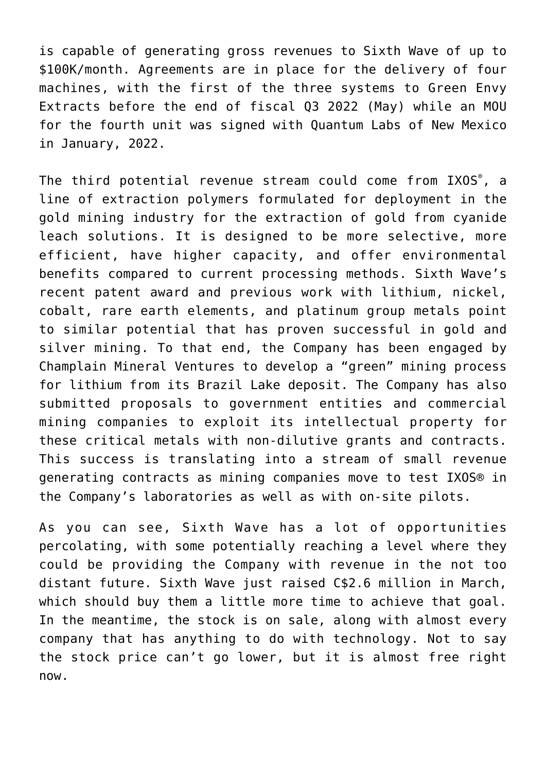is capable of generating gross revenues to Sixth Wave of up to $100K/month. Agreements are in place for the delivery of four machines, with the first of the three systems to Green Envy Extracts before the end of fiscal Q3 2022 (May) while an MOU for the fourth unit was signed with Quantum Labs of New Mexico in January, 2022.

The third potential revenue stream could come from IXOS®, a line of extraction polymers formulated for deployment in the gold mining industry for the extraction of gold from cyanide leach solutions. It is designed to be more selective, more efficient, have higher capacity, and offer environmental benefits compared to current processing methods. Sixth Wave's recent patent award and previous work with lithium, nickel, cobalt, rare earth elements, and platinum group metals point to similar potential that has proven successful in gold and silver mining. To that end, the Company has been engaged by Champlain Mineral Ventures to develop a "green" mining process for lithium from its Brazil Lake deposit. The Company has also submitted proposals to government entities and commercial mining companies to exploit its intellectual property for these critical metals with non-dilutive grants and contracts. This success is translating into a stream of small revenue generating contracts as mining companies move to test IXOS® in the Company's laboratories as well as with on-site pilots.

As you can see, Sixth Wave has a lot of opportunities percolating, with some potentially reaching a level where they could be providing the Company with revenue in the not too distant future. Sixth Wave just raised C$2.6 million in March, which should buy them a little more time to achieve that goal. In the meantime, the stock is on sale, along with almost every company that has anything to do with technology. Not to say the stock price can't go lower, but it is almost free right now.